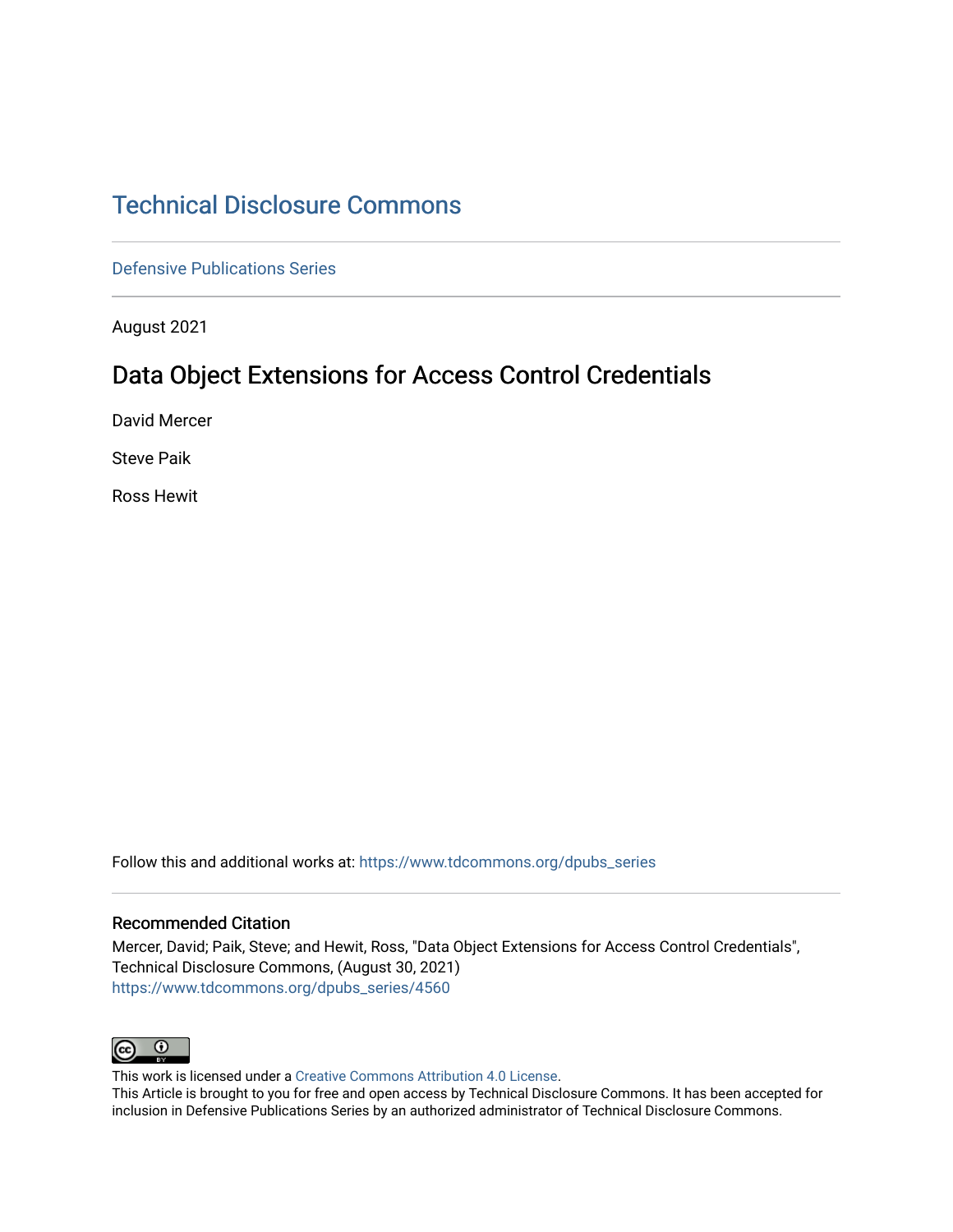# Technical Disclosure Commons

Defensive Publications Series

August 2021

## Data Object Extensions for Access Control Credentials

David Mercer

Steve Paik

Ross Hewit

Follow this and additional works at: https://www.tdcommons.org/dpubs_series

### Recommended Citation

Mercer, David; Paik, Steve; and Hewit, Ross, "Data Object Extensions for Access Control Credentials", Technical Disclosure Commons, (August 30, 2021)
https://www.tdcommons.org/dpubs_series/4560

This work is licensed under a Creative Commons Attribution 4.0 License.
This Article is brought to you for free and open access by Technical Disclosure Commons. It has been accepted for inclusion in Defensive Publications Series by an authorized administrator of Technical Disclosure Commons.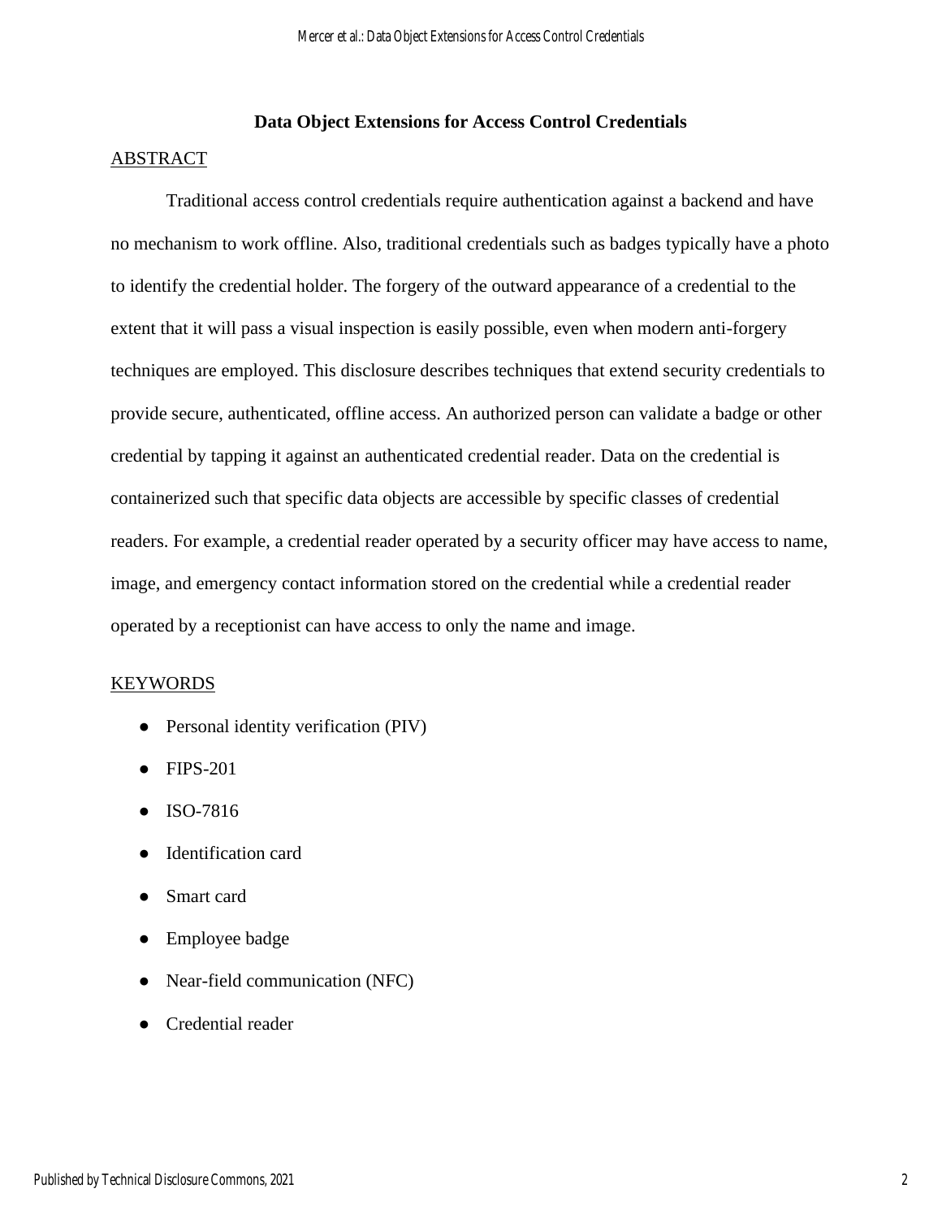# Data Object Extensions for Access Control Credentials

## ABSTRACT

Traditional access control credentials require authentication against a backend and have no mechanism to work offline. Also, traditional credentials such as badges typically have a photo to identify the credential holder. The forgery of the outward appearance of a credential to the extent that it will pass a visual inspection is easily possible, even when modern anti-forgery techniques are employed. This disclosure describes techniques that extend security credentials to provide secure, authenticated, offline access. An authorized person can validate a badge or other credential by tapping it against an authenticated credential reader. Data on the credential is containerized such that specific data objects are accessible by specific classes of credential readers. For example, a credential reader operated by a security officer may have access to name, image, and emergency contact information stored on the credential while a credential reader operated by a receptionist can have access to only the name and image.

## KEYWORDS

- Personal identity verification (PIV)
- FIPS-201
- ISO-7816
- Identification card
- Smart card
- Employee badge
- Near-field communication (NFC)
- Credential reader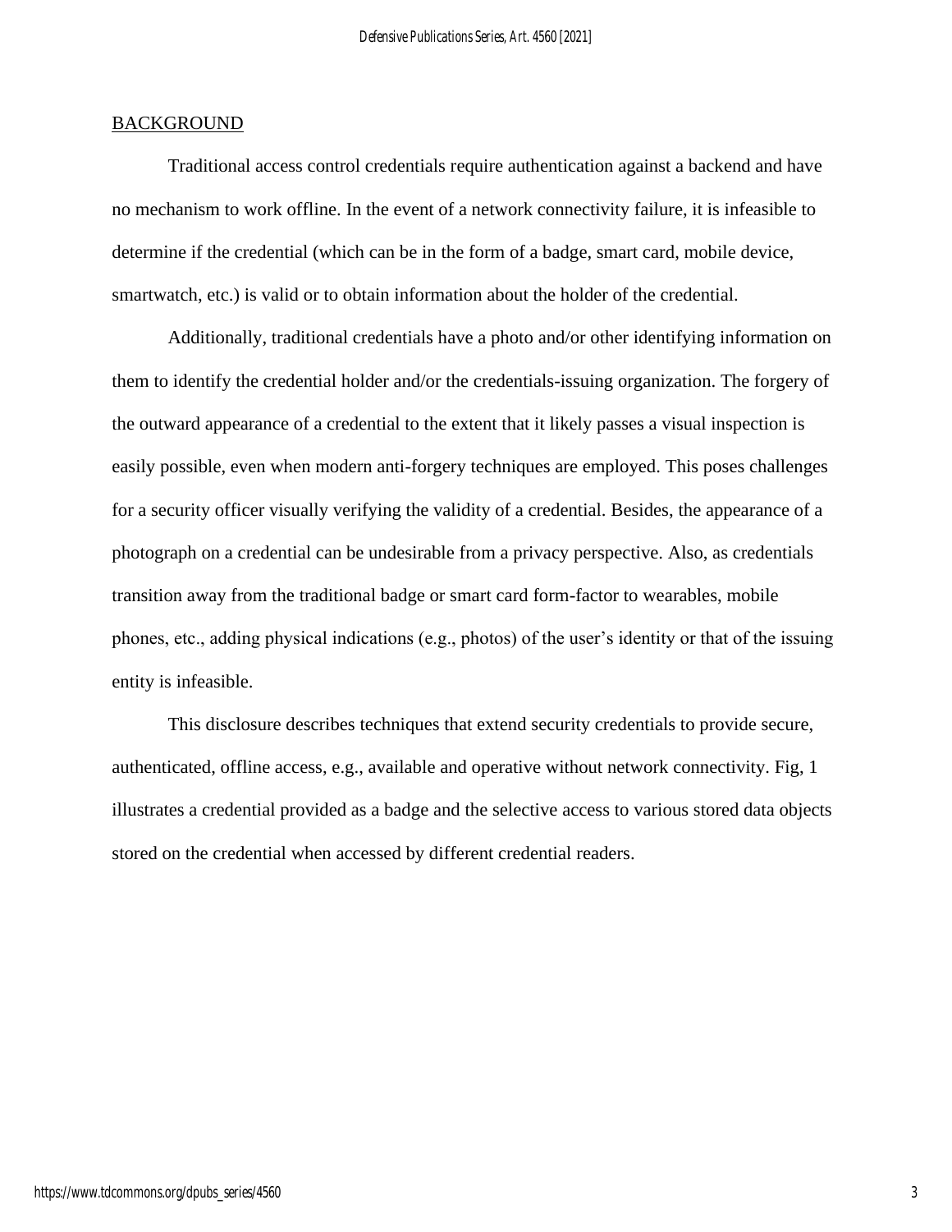## BACKGROUND

Traditional access control credentials require authentication against a backend and have no mechanism to work offline. In the event of a network connectivity failure, it is infeasible to determine if the credential (which can be in the form of a badge, smart card, mobile device, smartwatch, etc.) is valid or to obtain information about the holder of the credential.

Additionally, traditional credentials have a photo and/or other identifying information on them to identify the credential holder and/or the credentials-issuing organization. The forgery of the outward appearance of a credential to the extent that it likely passes a visual inspection is easily possible, even when modern anti-forgery techniques are employed. This poses challenges for a security officer visually verifying the validity of a credential. Besides, the appearance of a photograph on a credential can be undesirable from a privacy perspective. Also, as credentials transition away from the traditional badge or smart card form-factor to wearables, mobile phones, etc., adding physical indications (e.g., photos) of the user's identity or that of the issuing entity is infeasible.

This disclosure describes techniques that extend security credentials to provide secure, authenticated, offline access, e.g., available and operative without network connectivity. Fig, 1 illustrates a credential provided as a badge and the selective access to various stored data objects stored on the credential when accessed by different credential readers.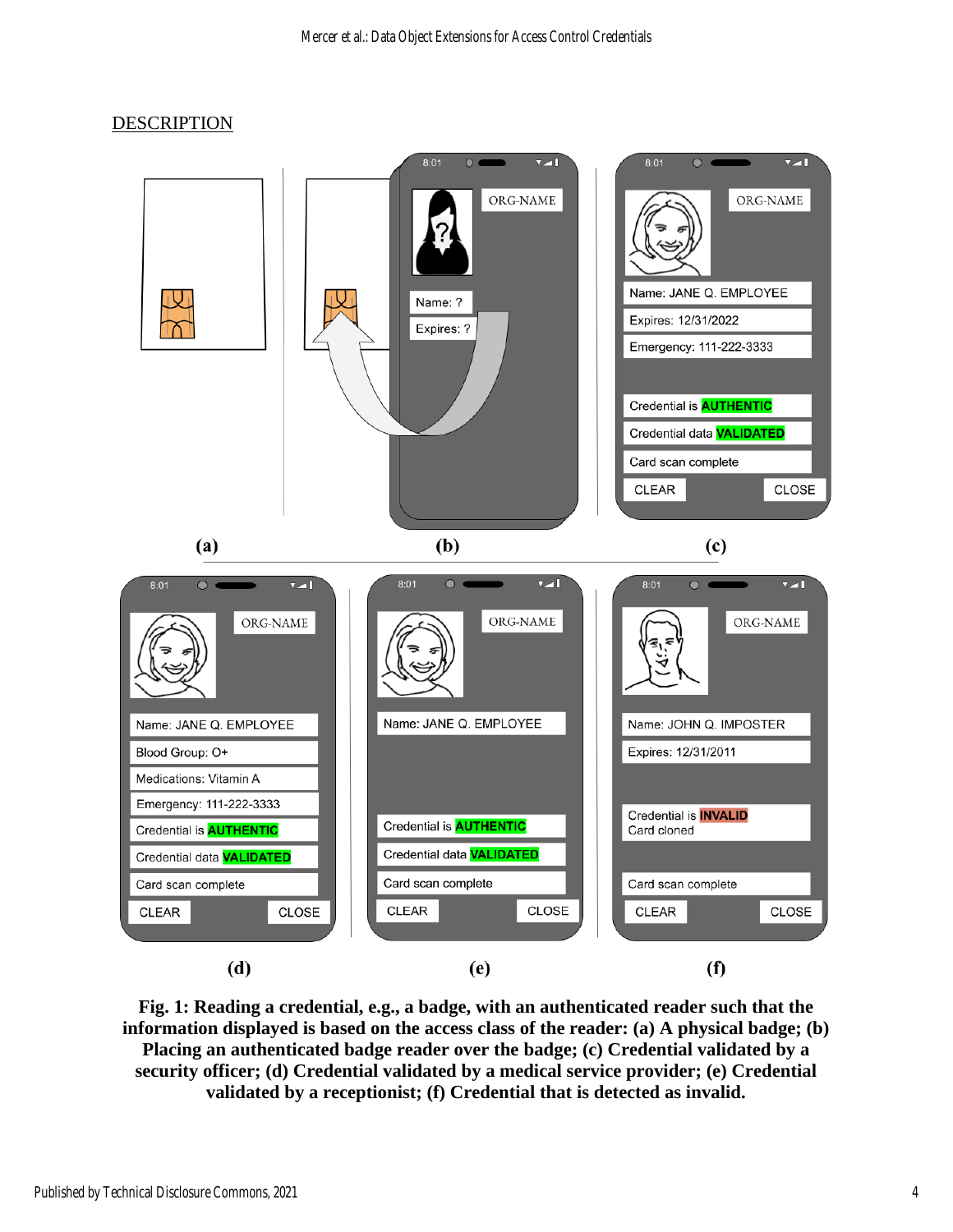DESCRIPTION

**Fig. 1: Reading a credential, e.g., a badge, with an authenticated reader such that the information displayed is based on the access class of the reader: (a) A physical badge; (b) Placing an authenticated badge reader over the badge; (c) Credential validated by a security officer; (d) Credential validated by a medical service provider; (e) Credential validated by a receptionist; (f) Credential that is detected as invalid.**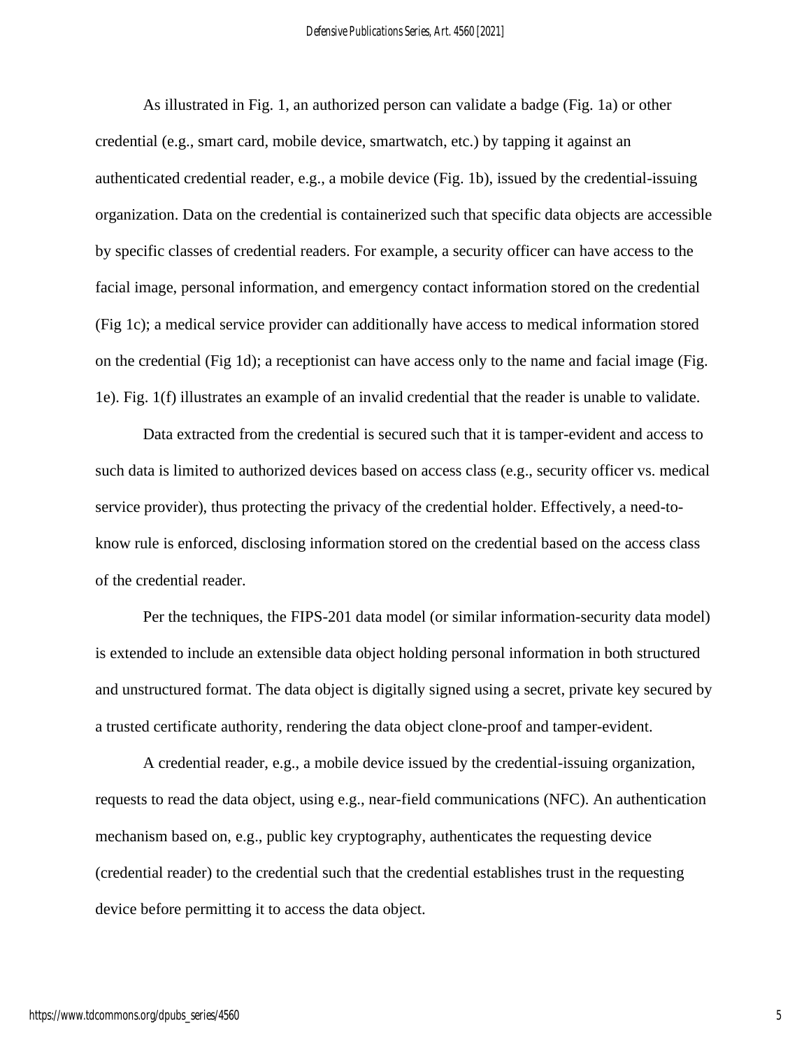As illustrated in Fig. 1, an authorized person can validate a badge (Fig. 1a) or other credential (e.g., smart card, mobile device, smartwatch, etc.) by tapping it against an authenticated credential reader, e.g., a mobile device (Fig. 1b), issued by the credential-issuing organization. Data on the credential is containerized such that specific data objects are accessible by specific classes of credential readers. For example, a security officer can have access to the facial image, personal information, and emergency contact information stored on the credential (Fig 1c); a medical service provider can additionally have access to medical information stored on the credential (Fig 1d); a receptionist can have access only to the name and facial image (Fig. 1e). Fig. 1(f) illustrates an example of an invalid credential that the reader is unable to validate.

Data extracted from the credential is secured such that it is tamper-evident and access to such data is limited to authorized devices based on access class (e.g., security officer vs. medical service provider), thus protecting the privacy of the credential holder. Effectively, a need-to-know rule is enforced, disclosing information stored on the credential based on the access class of the credential reader.

Per the techniques, the FIPS-201 data model (or similar information-security data model) is extended to include an extensible data object holding personal information in both structured and unstructured format. The data object is digitally signed using a secret, private key secured by a trusted certificate authority, rendering the data object clone-proof and tamper-evident.

A credential reader, e.g., a mobile device issued by the credential-issuing organization, requests to read the data object, using e.g., near-field communications (NFC). An authentication mechanism based on, e.g., public key cryptography, authenticates the requesting device (credential reader) to the credential such that the credential establishes trust in the requesting device before permitting it to access the data object.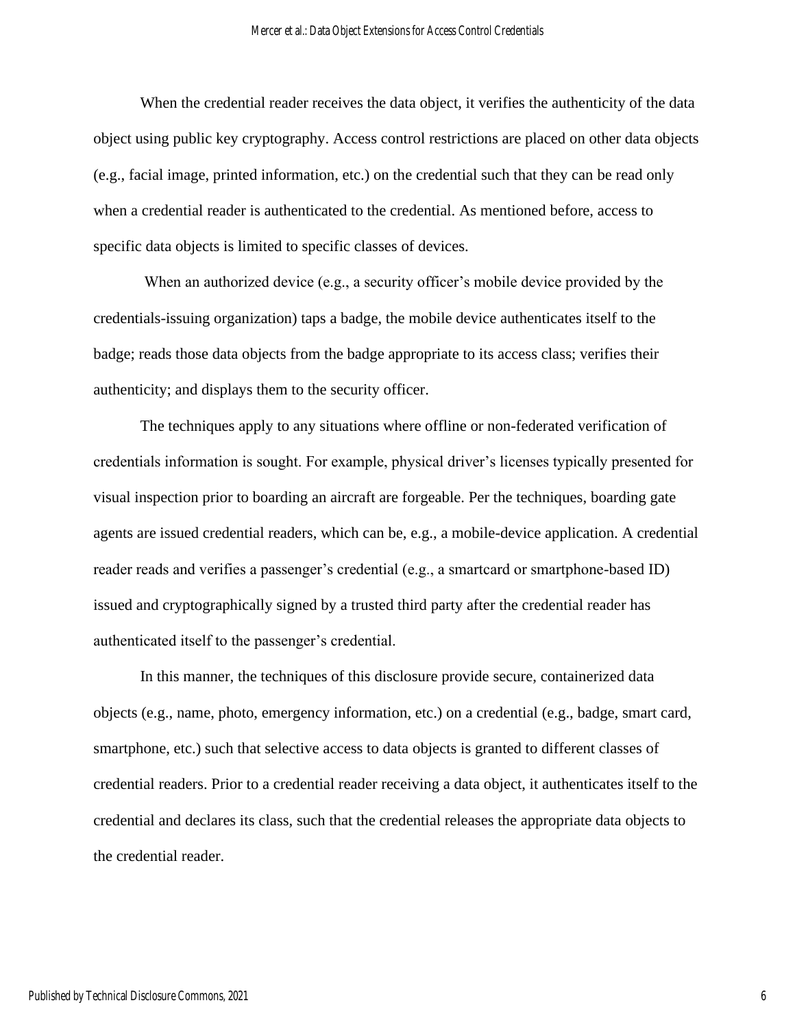When the credential reader receives the data object, it verifies the authenticity of the data object using public key cryptography. Access control restrictions are placed on other data objects (e.g., facial image, printed information, etc.) on the credential such that they can be read only when a credential reader is authenticated to the credential. As mentioned before, access to specific data objects is limited to specific classes of devices.

When an authorized device (e.g., a security officer's mobile device provided by the credentials-issuing organization) taps a badge, the mobile device authenticates itself to the badge; reads those data objects from the badge appropriate to its access class; verifies their authenticity; and displays them to the security officer.

The techniques apply to any situations where offline or non-federated verification of credentials information is sought. For example, physical driver's licenses typically presented for visual inspection prior to boarding an aircraft are forgeable. Per the techniques, boarding gate agents are issued credential readers, which can be, e.g., a mobile-device application. A credential reader reads and verifies a passenger's credential (e.g., a smartcard or smartphone-based ID) issued and cryptographically signed by a trusted third party after the credential reader has authenticated itself to the passenger's credential.

In this manner, the techniques of this disclosure provide secure, containerized data objects (e.g., name, photo, emergency information, etc.) on a credential (e.g., badge, smart card, smartphone, etc.) such that selective access to data objects is granted to different classes of credential readers. Prior to a credential reader receiving a data object, it authenticates itself to the credential and declares its class, such that the credential releases the appropriate data objects to the credential reader.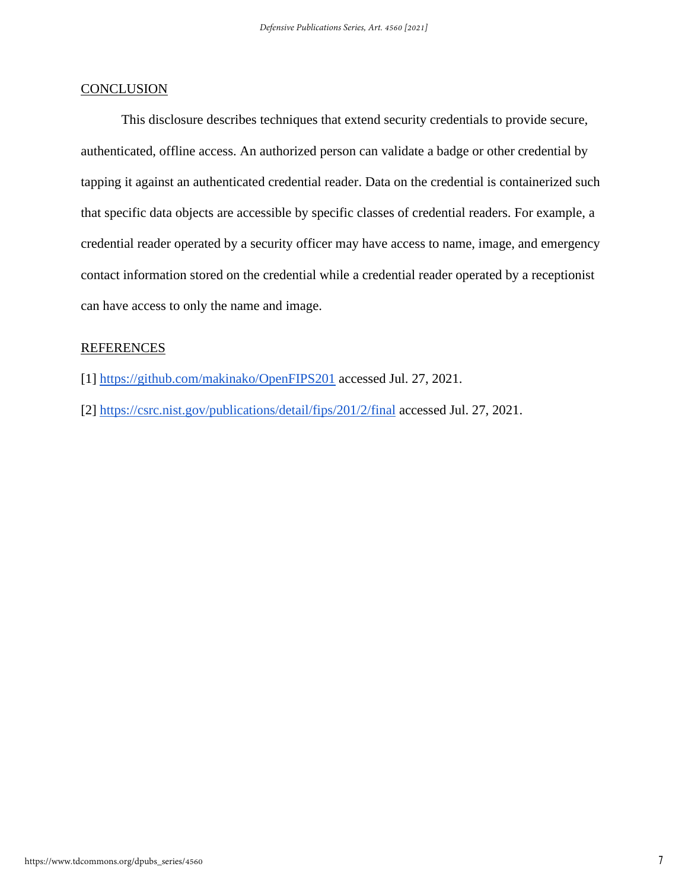## CONCLUSION

This disclosure describes techniques that extend security credentials to provide secure, authenticated, offline access. An authorized person can validate a badge or other credential by tapping it against an authenticated credential reader. Data on the credential is containerized such that specific data objects are accessible by specific classes of credential readers. For example, a credential reader operated by a security officer may have access to name, image, and emergency contact information stored on the credential while a credential reader operated by a receptionist can have access to only the name and image.

## REFERENCES

[1] https://github.com/makinako/OpenFIPS201 accessed Jul. 27, 2021.

[2] https://csrc.nist.gov/publications/detail/fips/201/2/final accessed Jul. 27, 2021.